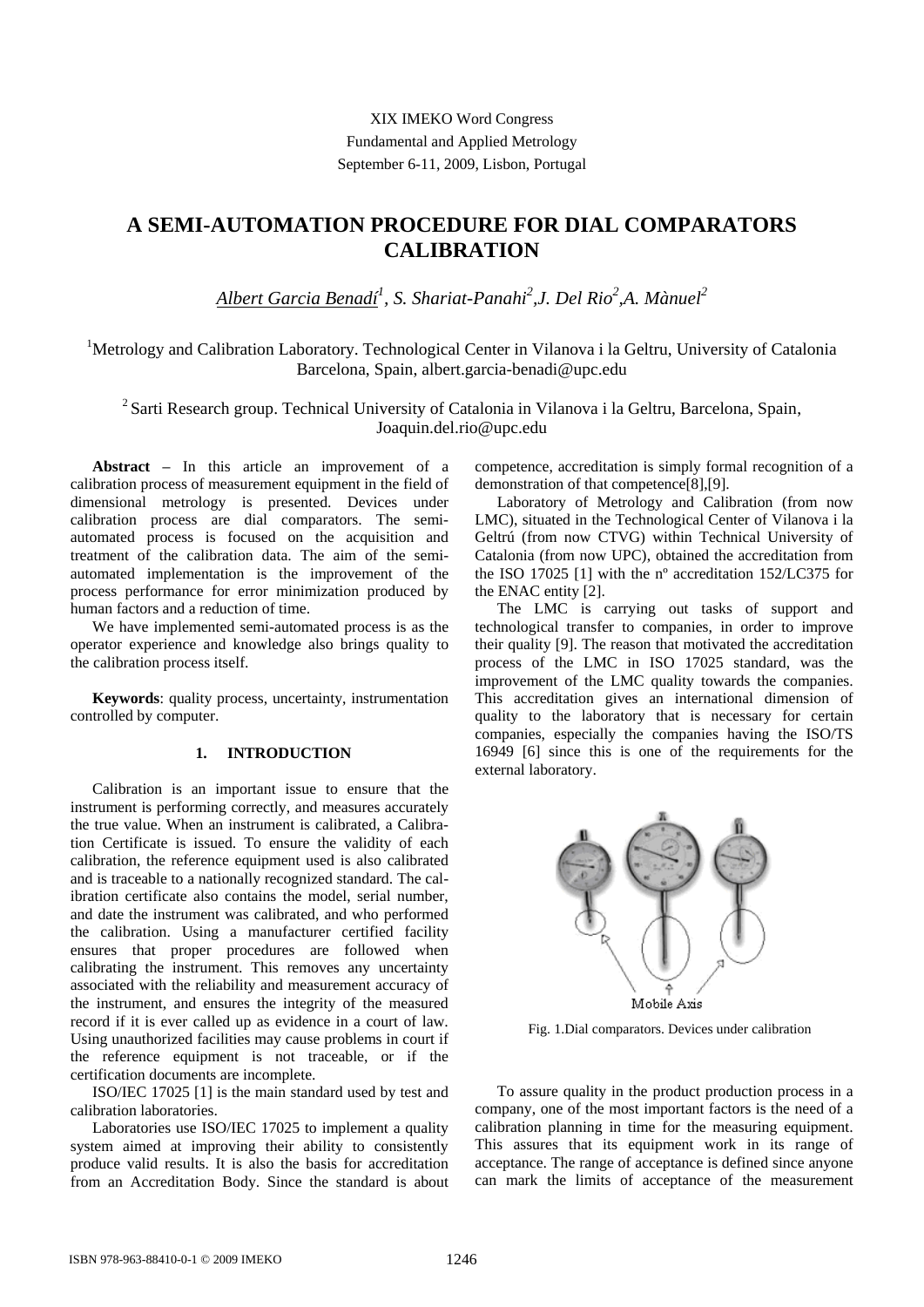XIX IMEKO Word Congress
Fundamental and Applied Metrology
September 6-11, 2009, Lisbon, Portugal

# A SEMI-AUTOMATION PROCEDURE FOR DIAL COMPARATORS CALIBRATION

*Albert Garcia Benadí*[1], *S. Shariat-Panahi*[2], *J. Del Rio*[2], *A. Mànuel*[2]

[1]Metrology and Calibration Laboratory. Technological Center in Vilanova i la Geltru, University of Catalonia Barcelona, Spain, albert.garcia-benadi@upc.edu

[2] Sarti Research group. Technical University of Catalonia in Vilanova i la Geltru, Barcelona, Spain, Joaquin.del.rio@upc.edu

**Abstract –** In this article an improvement of a calibration process of measurement equipment in the field of dimensional metrology is presented. Devices under calibration process are dial comparators. The semi-automated process is focused on the acquisition and treatment of the calibration data. The aim of the semi-automated implementation is the improvement of the process performance for error minimization produced by human factors and a reduction of time.

We have implemented semi-automated process is as the operator experience and knowledge also brings quality to the calibration process itself.

**Keywords**: quality process, uncertainty, instrumentation controlled by computer.

## 1. INTRODUCTION

Calibration is an important issue to ensure that the instrument is performing correctly, and measures accurately the true value. When an instrument is calibrated, a Calibration Certificate is issued. To ensure the validity of each calibration, the reference equipment used is also calibrated and is traceable to a nationally recognized standard. The calibration certificate also contains the model, serial number, and date the instrument was calibrated, and who performed the calibration. Using a manufacturer certified facility ensures that proper procedures are followed when calibrating the instrument. This removes any uncertainty associated with the reliability and measurement accuracy of the instrument, and ensures the integrity of the measured record if it is ever called up as evidence in a court of law. Using unauthorized facilities may cause problems in court if the reference equipment is not traceable, or if the certification documents are incomplete.

ISO/IEC 17025 [1] is the main standard used by test and calibration laboratories.

Laboratories use ISO/IEC 17025 to implement a quality system aimed at improving their ability to consistently produce valid results. It is also the basis for accreditation from an Accreditation Body. Since the standard is about competence, accreditation is simply formal recognition of a demonstration of that competence[8],[9].

Laboratory of Metrology and Calibration (from now LMC), situated in the Technological Center of Vilanova i la Geltrú (from now CTVG) within Technical University of Catalonia (from now UPC), obtained the accreditation from the ISO 17025 [1] with the nº accreditation 152/LC375 for the ENAC entity [2].

The LMC is carrying out tasks of support and technological transfer to companies, in order to improve their quality [9]. The reason that motivated the accreditation process of the LMC in ISO 17025 standard, was the improvement of the LMC quality towards the companies. This accreditation gives an international dimension of quality to the laboratory that is necessary for certain companies, especially the companies having the ISO/TS 16949 [6] since this is one of the requirements for the external laboratory.

Fig. 1.Dial comparators. Devices under calibration

To assure quality in the product production process in a company, one of the most important factors is the need of a calibration planning in time for the measuring equipment. This assures that its equipment work in its range of acceptance. The range of acceptance is defined since anyone can mark the limits of acceptance of the measurement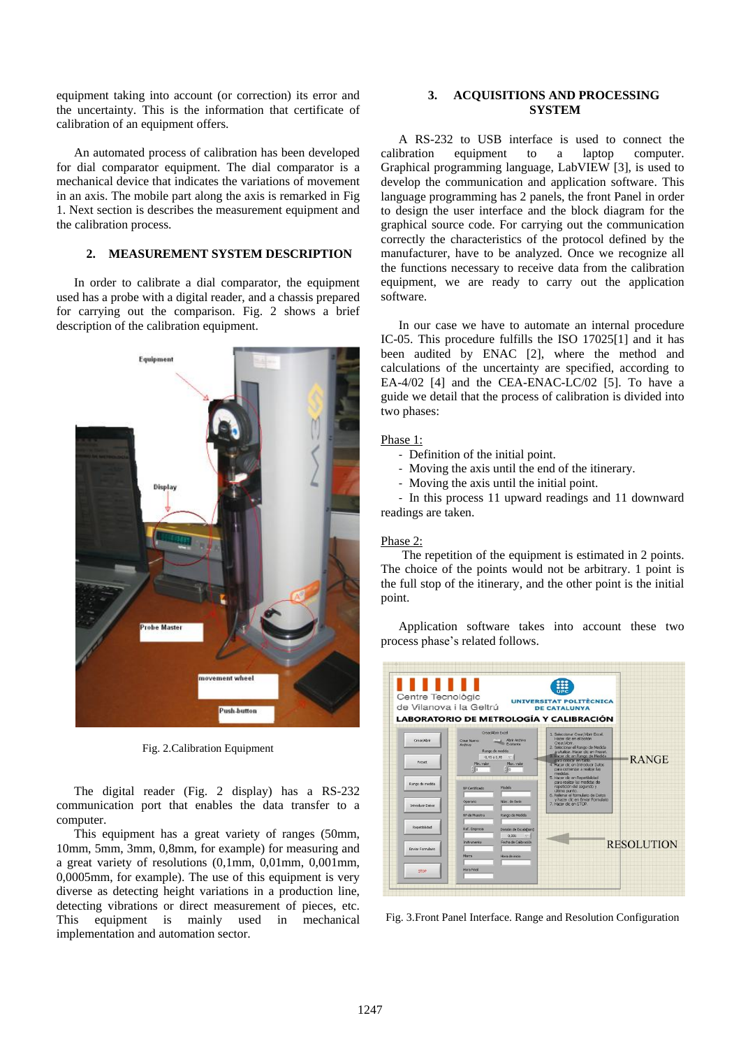equipment taking into account (or correction) its error and the uncertainty. This is the information that certificate of calibration of an equipment offers.

An automated process of calibration has been developed for dial comparator equipment. The dial comparator is a mechanical device that indicates the variations of movement in an axis. The mobile part along the axis is remarked in Fig 1. Next section is describes the measurement equipment and the calibration process.

## 2. MEASUREMENT SYSTEM DESCRIPTION

In order to calibrate a dial comparator, the equipment used has a probe with a digital reader, and a chassis prepared for carrying out the comparison. Fig. 2 shows a brief description of the calibration equipment.

Fig. 2.Calibration Equipment

The digital reader (Fig. 2 display) has a RS-232 communication port that enables the data transfer to a computer.

This equipment has a great variety of ranges (50mm, 10mm, 5mm, 3mm, 0,8mm, for example) for measuring and a great variety of resolutions (0,1mm, 0,01mm, 0,001mm, 0,0005mm, for example). The use of this equipment is very diverse as detecting height variations in a production line, detecting vibrations or direct measurement of pieces, etc. This equipment is mainly used in mechanical implementation and automation sector.

## 3. ACQUISITIONS AND PROCESSING SYSTEM

A RS-232 to USB interface is used to connect the calibration equipment to a laptop computer. Graphical programming language, LabVIEW [3], is used to develop the communication and application software. This language programming has 2 panels, the front Panel in order to design the user interface and the block diagram for the graphical source code. For carrying out the communication correctly the characteristics of the protocol defined by the manufacturer, have to be analyzed. Once we recognize all the functions necessary to receive data from the calibration equipment, we are ready to carry out the application software.

In our case we have to automate an internal procedure IC-05. This procedure fulfills the ISO 17025[1] and it has been audited by ENAC [2], where the method and calculations of the uncertainty are specified, according to EA-4/02 [4] and the CEA-ENAC-LC/02 [5]. To have a guide we detail that the process of calibration is divided into two phases:

Phase 1:

- Definition of the initial point.
- Moving the axis until the end of the itinerary.
- Moving the axis until the initial point.
- In this process 11 upward readings and 11 downward readings are taken.

Phase 2:

The repetition of the equipment is estimated in 2 points. The choice of the points would not be arbitrary. 1 point is the full stop of the itinerary, and the other point is the initial point.

Application software takes into account these two process phase's related follows.

Fig. 3.Front Panel Interface. Range and Resolution Configuration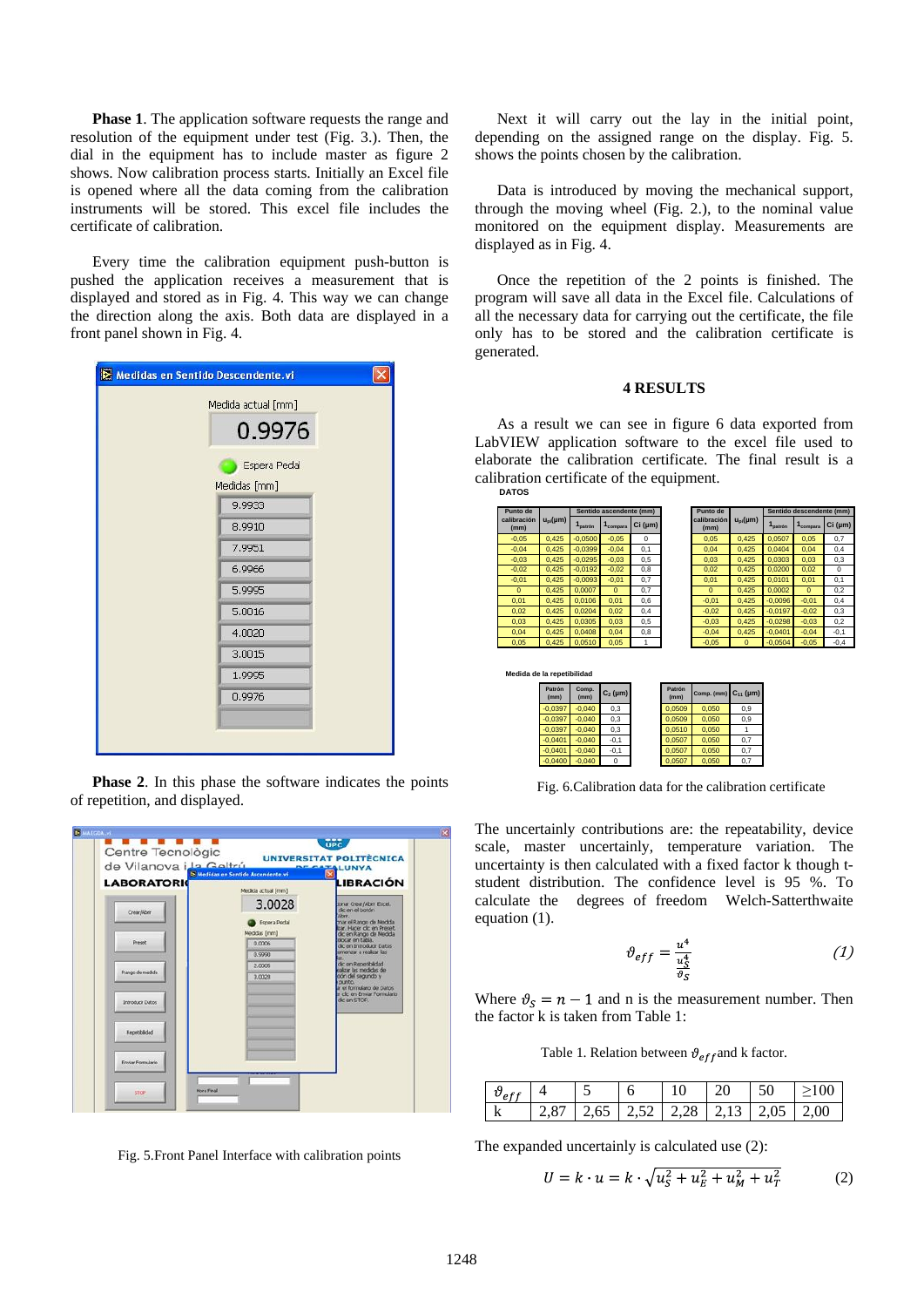**Phase 1**. The application software requests the range and resolution of the equipment under test (Fig. 3.). Then, the dial in the equipment has to include master as figure 2 shows. Now calibration process starts. Initially an Excel file is opened where all the data coming from the calibration instruments will be stored. This excel file includes the certificate of calibration.

Every time the calibration equipment push-button is pushed the application receives a measurement that is displayed and stored as in Fig. 4. This way we can change the direction along the axis. Both data are displayed in a front panel shown in Fig. 4.

**Phase 2**. In this phase the software indicates the points of repetition, and displayed.

Fig. 5.Front Panel Interface with calibration points

Next it will carry out the lay in the initial point, depending on the assigned range on the display. Fig. 5. shows the points chosen by the calibration.

Data is introduced by moving the mechanical support, through the moving wheel (Fig. 2.), to the nominal value monitored on the equipment display. Measurements are displayed as in Fig. 4.

Once the repetition of the 2 points is finished. The program will save all data in the Excel file. Calculations of all the necessary data for carrying out the certificate, the file only has to be stored and the calibration certificate is generated.

## 4 RESULTS

As a result we can see in figure 6 data exported from LabVIEW application software to the excel file used to elaborate the calibration certificate. The final result is a calibration certificate of the equipment.

Fig. 6.Calibration data for the calibration certificate

The uncertainly contributions are: the repeatability, device scale, master uncertainly, temperature variation. The uncertainty is then calculated with a fixed factor k though t-student distribution. The confidence level is 95 %. To calculate the degrees of freedom Welch-Satterthwaite equation (1).

$$\vartheta_{eff} = \frac{u^4}{\frac{u_S^4}{\vartheta_S}} \qquad (1)$$

Where $\vartheta_S = n - 1$ and n is the measurement number. Then the factor k is taken from Table 1:

Table 1. Relation between $\vartheta_{eff}$ and k factor.

| $\vartheta_{eff}$ | 4 | 5 | 6 | 10 | 20 | 50 | ≥100 |
|---|---|---|---|---|---|---|---|
| k | 2,87 | 2,65 | 2,52 | 2,28 | 2,13 | 2,05 | 2,00 |

The expanded uncertainly is calculated use (2):

$$U = k \cdot u = k \cdot \sqrt{u_S^2 + u_E^2 + u_M^2 + u_T^2} \qquad (2)$$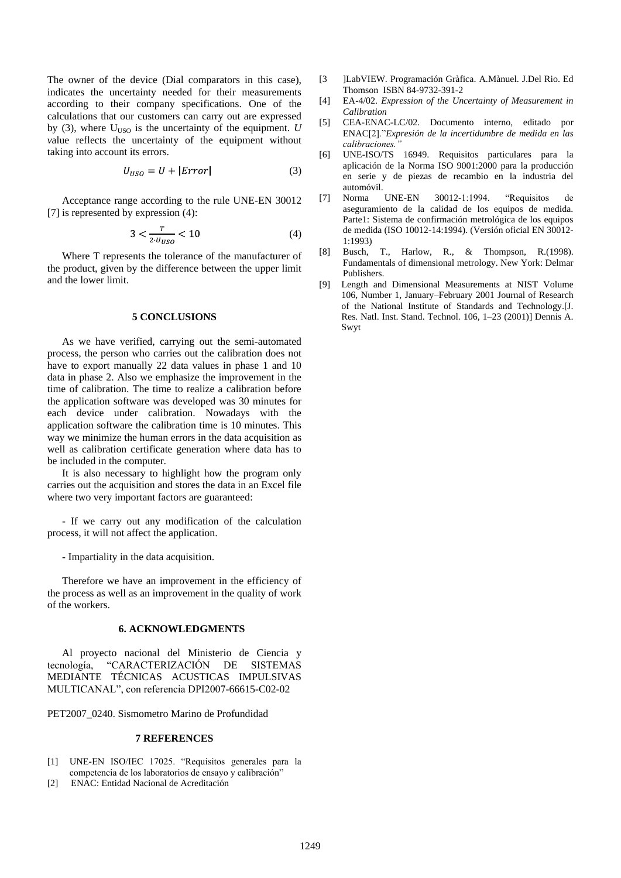The owner of the device (Dial comparators in this case), indicates the uncertainty needed for their measurements according to their company specifications. One of the calculations that our customers can carry out are expressed by (3), where $U_{USO}$ is the uncertainty of the equipment. *U v*alue reflects the uncertainty of the equipment without taking into account its errors.

$$U_{USO} = U + |Error| \quad (3)$$

Acceptance range according to the rule UNE-EN 30012 [7] is represented by expression (4):

$$3 < \frac{T}{2 \cdot U_{USO}} < 10 \quad (4)$$

Where T represents the tolerance of the manufacturer of the product, given by the difference between the upper limit and the lower limit.

## 5 CONCLUSIONS

As we have verified, carrying out the semi-automated process, the person who carries out the calibration does not have to export manually 22 data values in phase 1 and 10 data in phase 2. Also we emphasize the improvement in the time of calibration. The time to realize a calibration before the application software was developed was 30 minutes for each device under calibration. Nowadays with the application software the calibration time is 10 minutes. This way we minimize the human errors in the data acquisition as well as calibration certificate generation where data has to be included in the computer.

It is also necessary to highlight how the program only carries out the acquisition and stores the data in an Excel file where two very important factors are guaranteed:

- If we carry out any modification of the calculation process, it will not affect the application.

- Impartiality in the data acquisition.

Therefore we have an improvement in the efficiency of the process as well as an improvement in the quality of work of the workers.

## 6. ACKNOWLEDGMENTS

Al proyecto nacional del Ministerio de Ciencia y tecnología, "CARACTERIZACIÓN DE SISTEMAS MEDIANTE TÉCNICAS ACUSTICAS IMPULSIVAS MULTICANAL", con referencia DPI2007-66615-C02-02

PET2007_0240. Sismometro Marino de Profundidad

## 7 REFERENCES

[1] UNE-EN ISO/IEC 17025. "Requisitos generales para la competencia de los laboratorios de ensayo y calibración"

[2] ENAC: Entidad Nacional de Acreditación

[3 ]LabVIEW. Programación Gràfica. A.Mànuel. J.Del Rio. Ed Thomson ISBN 84-9732-391-2

[4] EA-4/02. *Expression of the Uncertainty of Measurement in Calibration*

[5] CEA-ENAC-LC/02. Documento interno, editado por ENAC[2]."*Expresión de la incertidumbre de medida en las calibraciones."*

[6] UNE-ISO/TS 16949. Requisitos particulares para la aplicación de la Norma ISO 9001:2000 para la producción en serie y de piezas de recambio en la industria del automóvil.

[7] Norma UNE-EN 30012-1:1994. "Requisitos de aseguramiento de la calidad de los equipos de medida. Parte1: Sistema de confirmación metrológica de los equipos de medida (ISO 10012-14:1994). (Versión oficial EN 30012-1:1993)

[8] Busch, T., Harlow, R., & Thompson, R.(1998). Fundamentals of dimensional metrology. New York: Delmar Publishers.

[9] Length and Dimensional Measurements at NIST Volume 106, Number 1, January–February 2001 Journal of Research of the National Institute of Standards and Technology.[J. Res. Natl. Inst. Stand. Technol. 106, 1–23 (2001)] Dennis A. Swyt